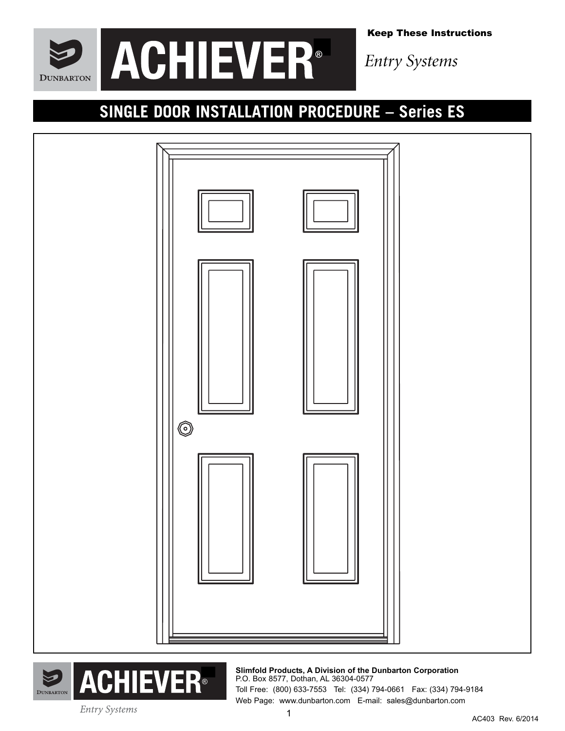DUNBARTON

# ACHIEVER®

**Keep These Instructions**

*Entry Systems*

## SINGLE DOOR INSTALLATION PROCEDURE – Series ES

DUNBARTON

ACHIEVER®

*Entry Systems*

**Slimfold Products, A Division of the Dunbarton Corporation**
P.O. Box 8577, Dothan, AL 36304-0577
Toll Free: (800) 633-7553 Tel: (334) 794-0661 Fax: (334) 794-9184
Web Page: www.dunbarton.com E-mail: sales@dunbarton.com

AC403 Rev. 6/2014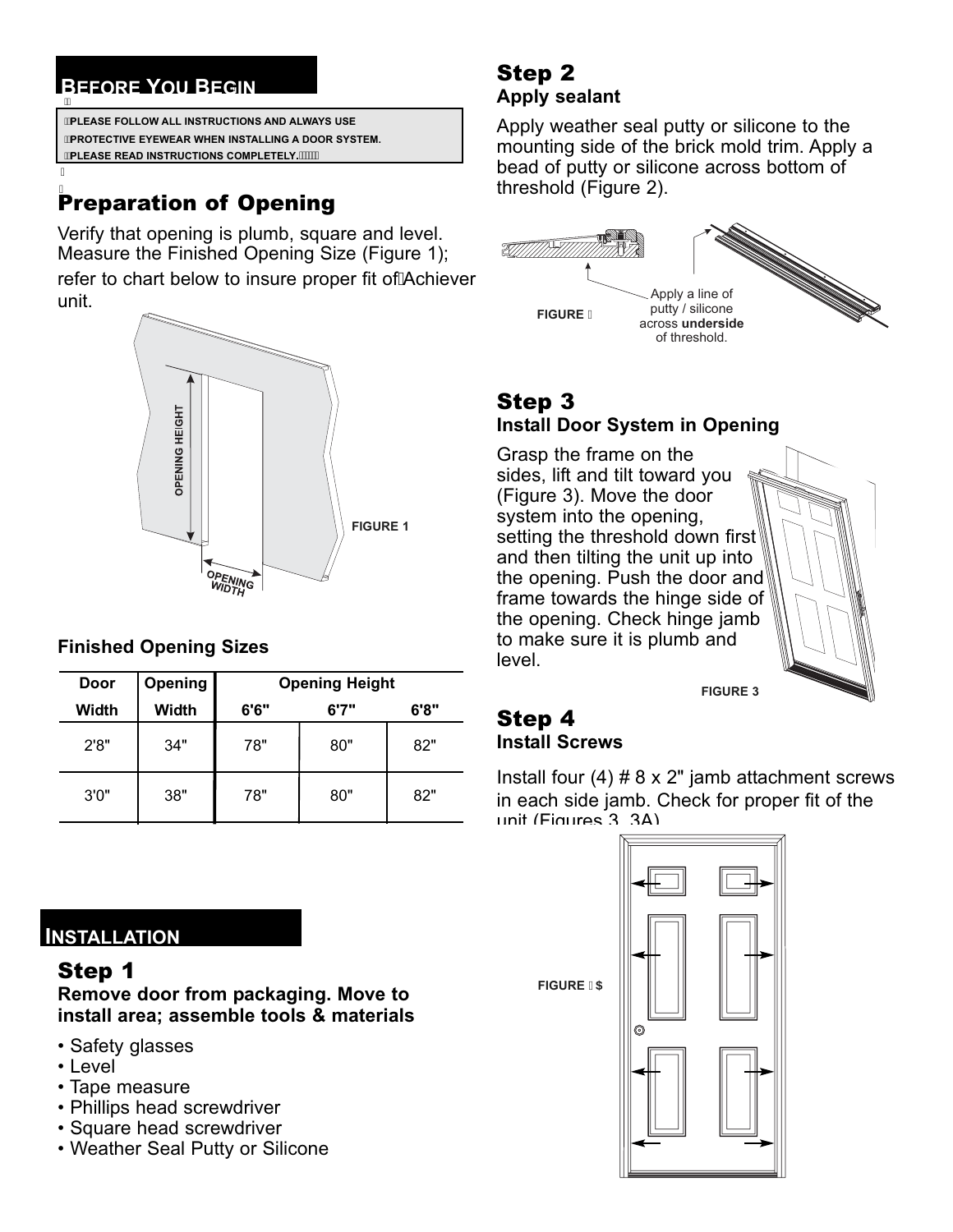## Before You Begin

**PLEASE FOLLOW ALL INSTRUCTIONS AND ALWAYS USE PROTECTIVE EYEWEAR WHEN INSTALLING A DOOR SYSTEM. PLEASE READ INSTRUCTIONS COMPLETELY.**

# Preparation of Opening

Verify that opening is plumb, square and level. Measure the Finished Opening Size (Figure 1); refer to chart below to insure proper fit of Achiever unit.

OPENING HEIGHT

OPENING WIDTH

FIGURE 1

**Finished Opening Sizes**

| Door | Opening | Opening Height | | |
|---|---|---|---|---|
| **Width** | **Width** | **6'6"** | **6'7"** | **6'8"** |
| 2'8" | 34" | 78" | 80" | 82" |
| 3'0" | 38" | 78" | 80" | 82" |

## Installation

# Step 1

**Remove door from packaging. Move to install area; assemble tools & materials**

- Safety glasses
- Level
- Tape measure
- Phillips head screwdriver
- Square head screwdriver
- Weather Seal Putty or Silicone

# Step 2

**Apply sealant**

Apply weather seal putty or silicone to the mounting side of the brick mold trim. Apply a bead of putty or silicone across bottom of threshold (Figure 2).

FIGURE 2

Apply a line of putty / silicone across **underside** of threshold.

# Step 3

**Install Door System in Opening**

Grasp the frame on the sides, lift and tilt toward you (Figure 3). Move the door system into the opening, setting the threshold down first and then tilting the unit up into the opening. Push the door and frame towards the hinge side of the opening. Check hinge jamb to make sure it is plumb and level.

FIGURE 3

# Step 4

**Install Screws**

Install four (4) # 8 x 2" jamb attachment screws in each side jamb. Check for proper fit of the unit (Figures 3, 3A).

FIGURE 3A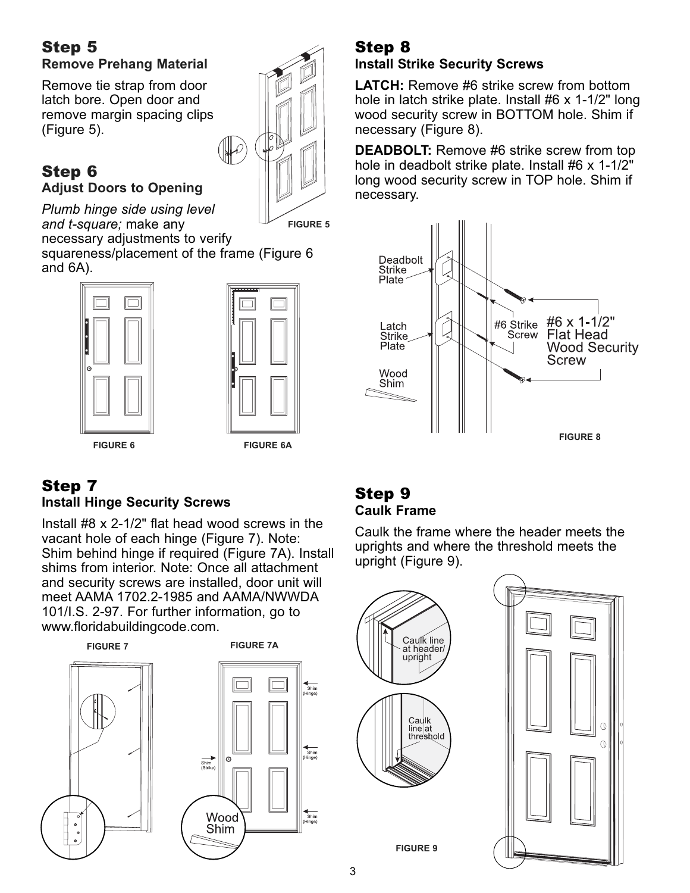## Step 5

**Remove Prehang Material**

Remove tie strap from door latch bore. Open door and remove margin spacing clips (Figure 5).

FIGURE 5

## Step 6

**Adjust Doors to Opening**

*Plumb hinge side using level and t-square;* make any necessary adjustments to verify squareness/placement of the frame (Figure 6 and 6A).

FIGURE 6

FIGURE 6A

## Step 7

**Install Hinge Security Screws**

Install #8 x 2-1/2" flat head wood screws in the vacant hole of each hinge (Figure 7). Note: Shim behind hinge if required (Figure 7A). Install shims from interior. Note: Once all attachment and security screws are installed, door unit will meet AAMA 1702.2-1985 and AAMA/NWWDA 101/I.S. 2-97. For further information, go to www.floridabuildingcode.com.

FIGURE 7

FIGURE 7A

## Step 8

**Install Strike Security Screws**

**LATCH:** Remove #6 strike screw from bottom hole in latch strike plate. Install #6 x 1-1/2" long wood security screw in BOTTOM hole. Shim if necessary (Figure 8).

**DEADBOLT:** Remove #6 strike screw from top hole in deadbolt strike plate. Install #6 x 1-1/2" long wood security screw in TOP hole. Shim if necessary.

FIGURE 8

## Step 9

**Caulk Frame**

Caulk the frame where the header meets the uprights and where the threshold meets the upright (Figure 9).

FIGURE 9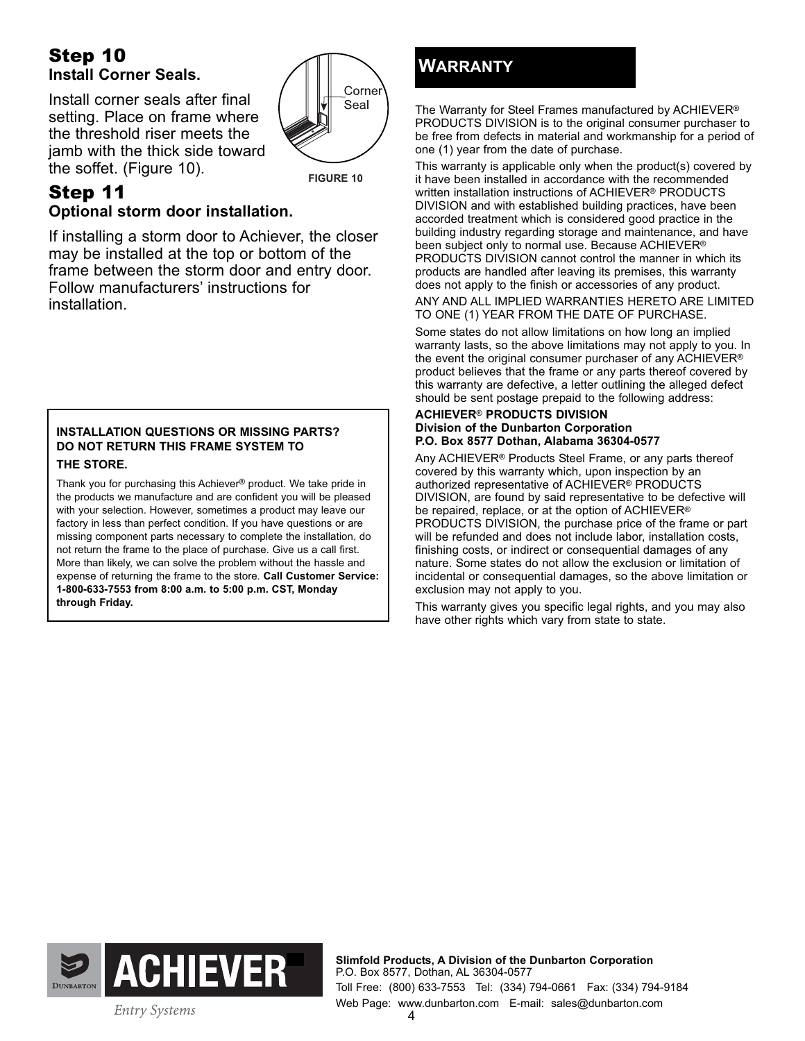## Step 10

**Install Corner Seals.**

Install corner seals after final setting. Place on frame where the threshold riser meets the jamb with the thick side toward the soffet. (Figure 10).

Corner Seal

**FIGURE 10**

## Step 11

**Optional storm door installation.**

If installing a storm door to Achiever, the closer may be installed at the top or bottom of the frame between the storm door and entry door. Follow manufacturers' instructions for installation.

**INSTALLATION QUESTIONS OR MISSING PARTS? DO NOT RETURN THIS FRAME SYSTEM TO THE STORE.**

Thank you for purchasing this Achiever® product. We take pride in the products we manufacture and are confident you will be pleased with your selection. However, sometimes a product may leave our factory in less than perfect condition. If you have questions or are missing component parts necessary to complete the installation, do not return the frame to the place of purchase. Give us a call first. More than likely, we can solve the problem without the hassle and expense of returning the frame to the store. **Call Customer Service: 1-800-633-7553 from 8:00 a.m. to 5:00 p.m. CST, Monday through Friday.**

## WARRANTY

The Warranty for Steel Frames manufactured by ACHIEVER® PRODUCTS DIVISION is to the original consumer purchaser to be free from defects in material and workmanship for a period of one (1) year from the date of purchase.

This warranty is applicable only when the product(s) covered by it have been installed in accordance with the recommended written installation instructions of ACHIEVER® PRODUCTS DIVISION and with established building practices, have been accorded treatment which is considered good practice in the building industry regarding storage and maintenance, and have been subject only to normal use. Because ACHIEVER® PRODUCTS DIVISION cannot control the manner in which its products are handled after leaving its premises, this warranty does not apply to the finish or accessories of any product.

ANY AND ALL IMPLIED WARRANTIES HERETO ARE LIMITED TO ONE (1) YEAR FROM THE DATE OF PURCHASE.

Some states do not allow limitations on how long an implied warranty lasts, so the above limitations may not apply to you. In the event the original consumer purchaser of any ACHIEVER® product believes that the frame or any parts thereof covered by this warranty are defective, a letter outlining the alleged defect should be sent postage prepaid to the following address:

**ACHIEVER® PRODUCTS DIVISION**
**Division of the Dunbarton Corporation**
**P.O. Box 8577 Dothan, Alabama 36304-0577**

Any ACHIEVER® Products Steel Frame, or any parts thereof covered by this warranty which, upon inspection by an authorized representative of ACHIEVER® PRODUCTS DIVISION, are found by said representative to be defective will be repaired, replace, or at the option of ACHIEVER® PRODUCTS DIVISION, the purchase price of the frame or part will be refunded and does not include labor, installation costs, finishing costs, or indirect or consequential damages of any nature. Some states do not allow the exclusion or limitation of incidental or consequential damages, so the above limitation or exclusion may not apply to you.

This warranty gives you specific legal rights, and you may also have other rights which vary from state to state.

DUNBARTON ACHIEVER

*Entry Systems*

**Slimfold Products, A Division of the Dunbarton Corporation**
P.O. Box 8577, Dothan, AL 36304-0577
Toll Free: (800) 633-7553 Tel: (334) 794-0661 Fax: (334) 794-9184
Web Page: www.dunbarton.com E-mail: sales@dunbarton.com